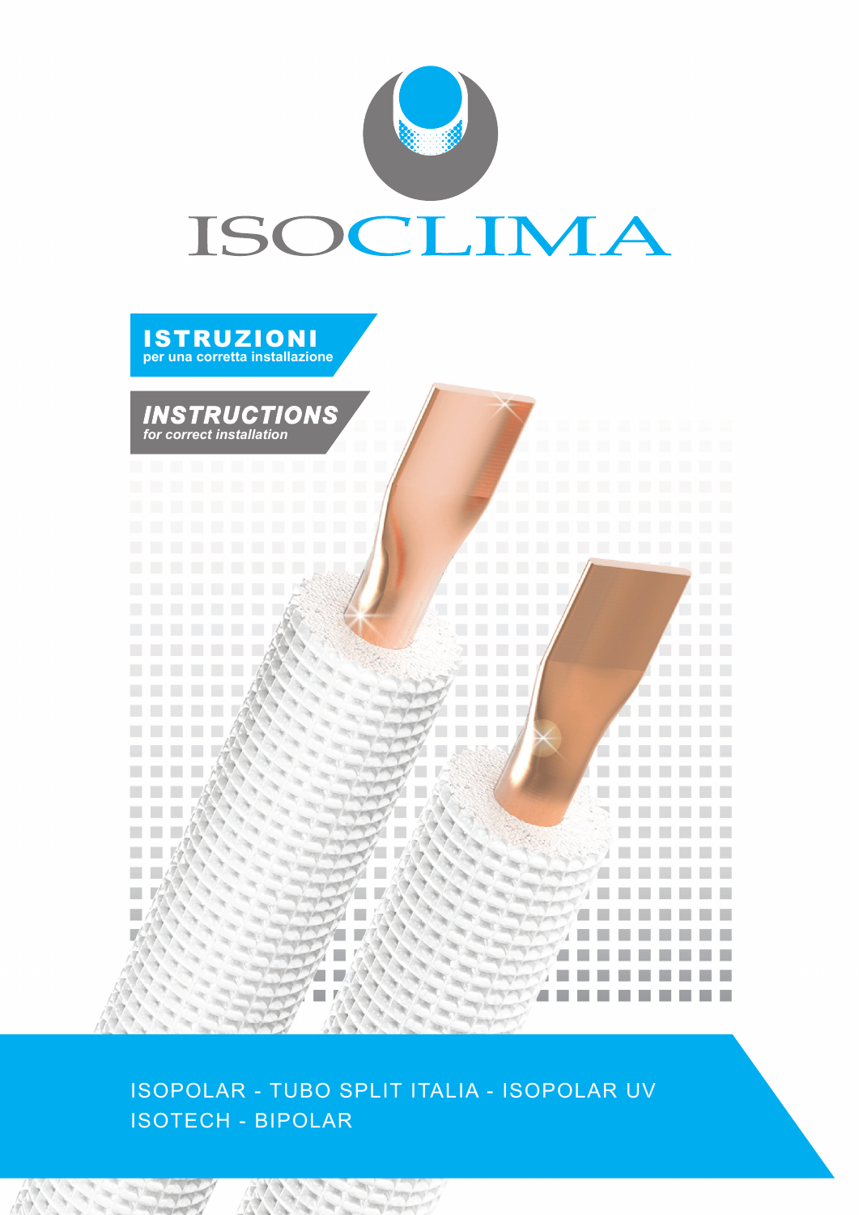# ISOCLIMA

## ISTRUZIONI
per una corretta installazione

## *INSTRUCTIONS*
*for correct installation*

ISOPOLAR - TUBO SPLIT ITALIA - ISOPOLAR UV
ISOTECH - BIPOLAR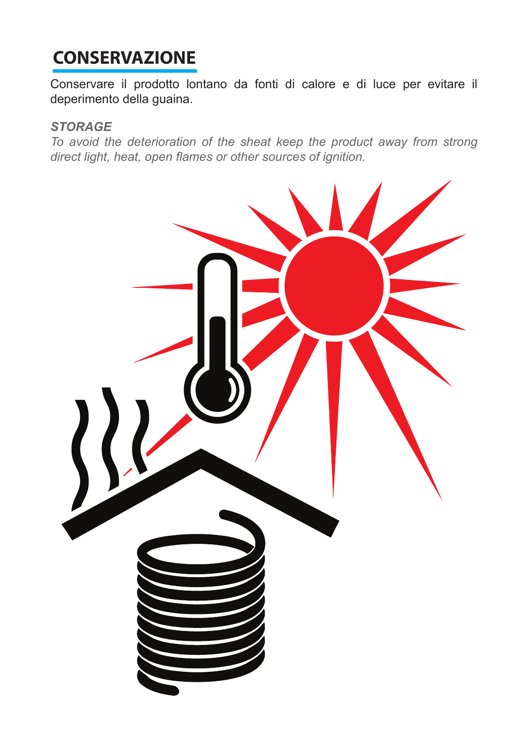## CONSERVAZIONE

Conservare il prodotto lontano da fonti di calore e di luce per evitare il deperimento della guaina.

***STORAGE***

*To avoid the deterioration of the sheat keep the product away from strong direct light, heat, open flames or other sources of ignition.*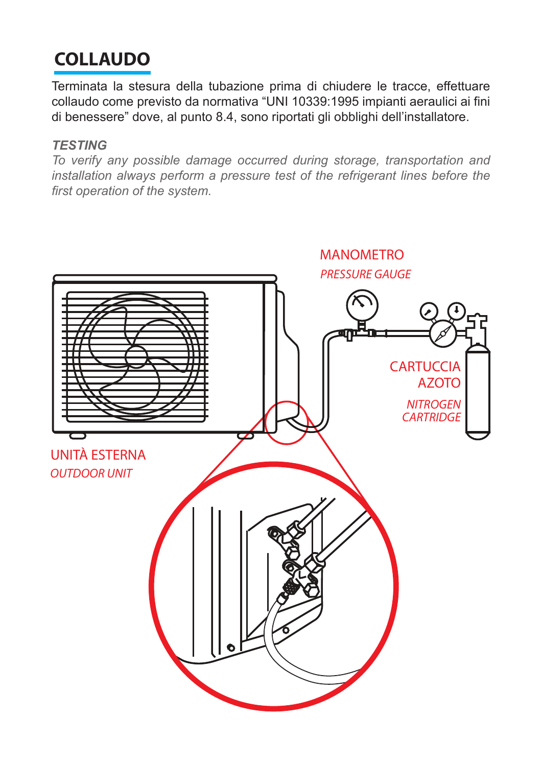## COLLAUDO

Terminata la stesura della tubazione prima di chiudere le tracce, effettuare collaudo come previsto da normativa “UNI 10339:1995 impianti aeraulici ai fini di benessere” dove, al punto 8.4, sono riportati gli obblighi dell’installatore.

***TESTING***

*To verify any possible damage occurred during storage, transportation and installation always perform a pressure test of the refrigerant lines before the first operation of the system.*

MANOMETRO
*PRESSURE GAUGE*

CARTUCCIA AZOTO
*NITROGEN CARTRIDGE*

UNITÀ ESTERNA
*OUTDOOR UNIT*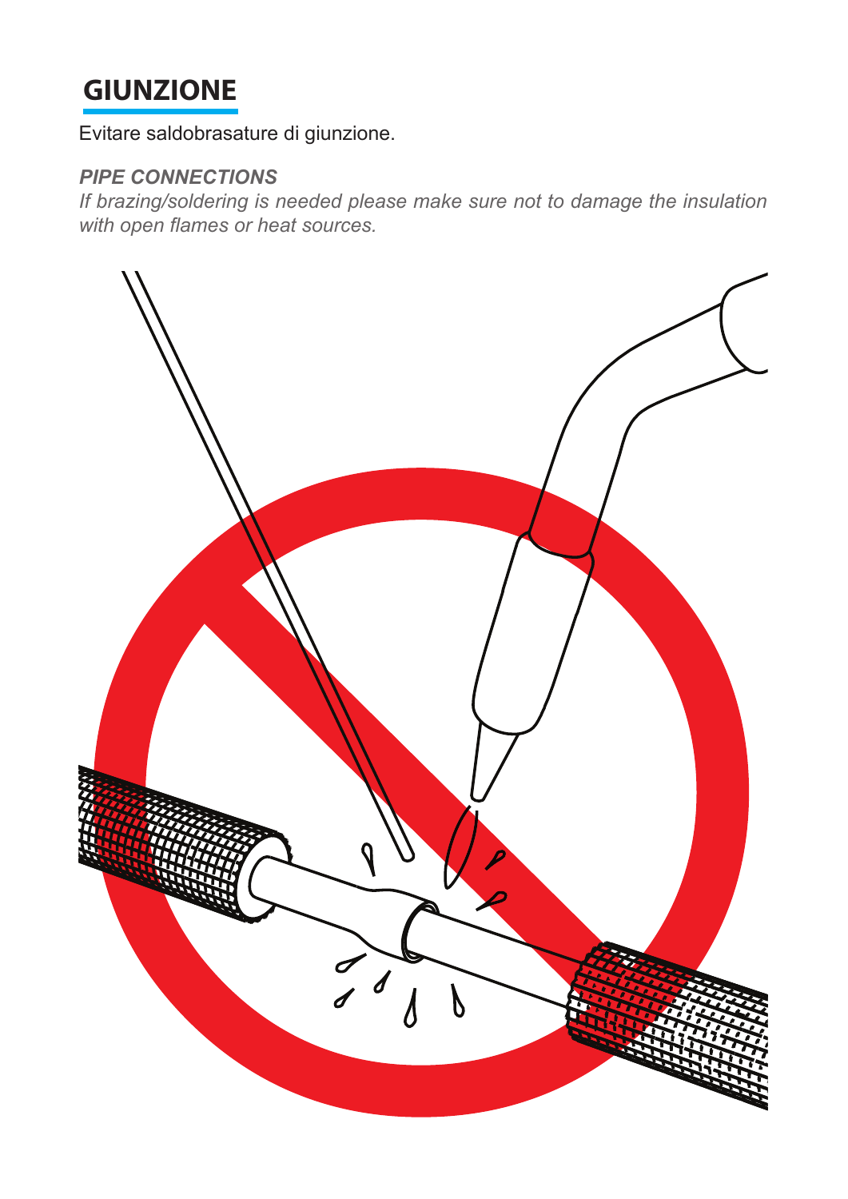## GIUNZIONE

Evitare saldobrasature di giunzione.

***PIPE CONNECTIONS***

*If brazing/soldering is needed please make sure not to damage the insulation with open flames or heat sources.*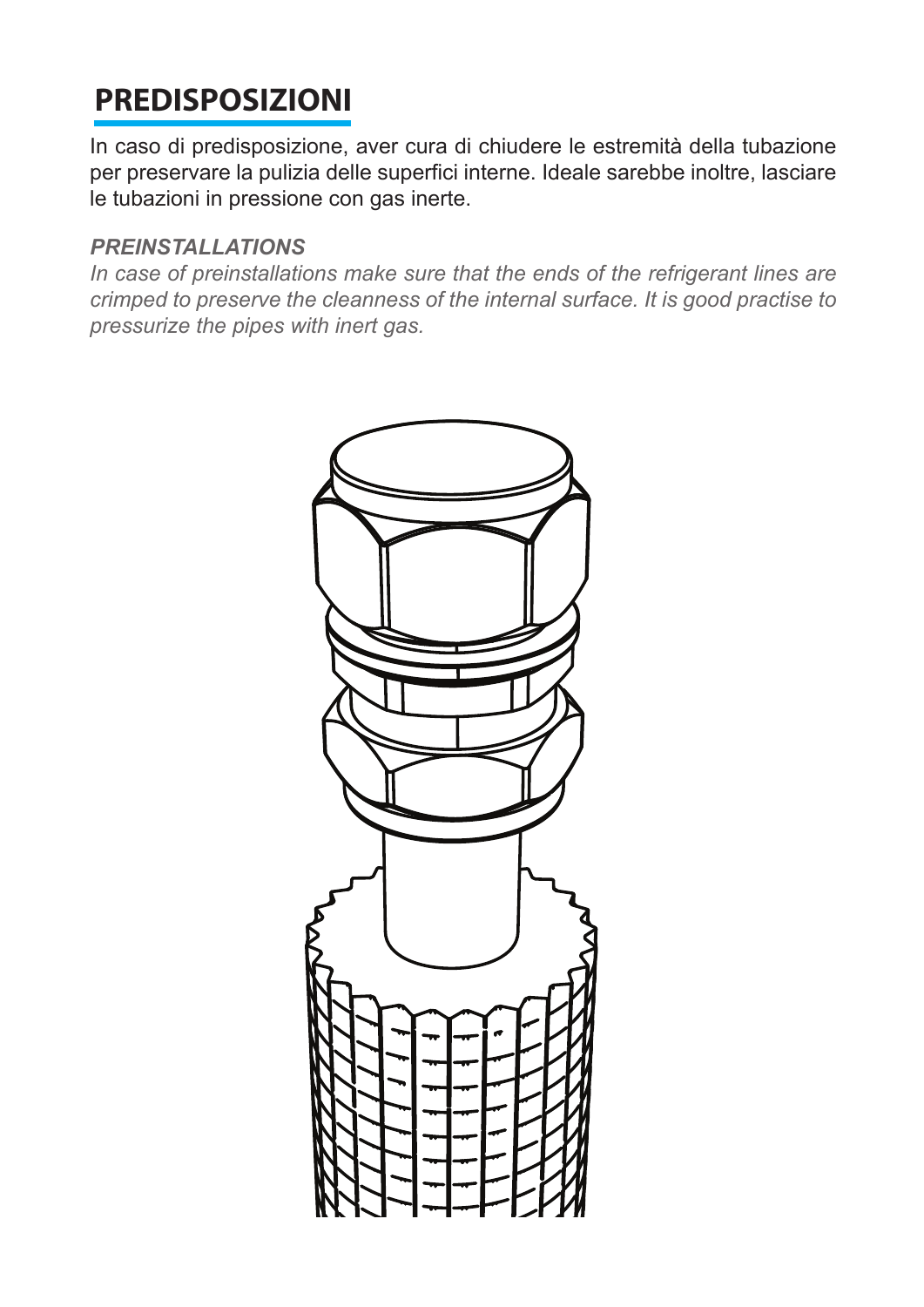# PREDISPOSIZIONI

In caso di predisposizione, aver cura di chiudere le estremità della tubazione per preservare la pulizia delle superfici interne. Ideale sarebbe inoltre, lasciare le tubazioni in pressione con gas inerte.

***PREINSTALLATIONS***

*In case of preinstallations make sure that the ends of the refrigerant lines are crimped to preserve the cleanness of the internal surface. It is good practise to pressurize the pipes with inert gas.*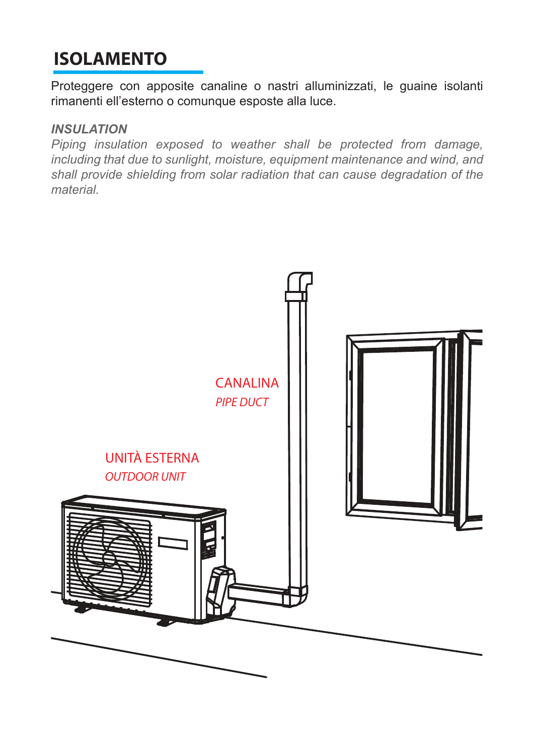## ISOLAMENTO

Proteggere con apposite canaline o nastri alluminizzati, le guaine isolanti rimanenti ell’esterno o comunque esposte alla luce.

***INSULATION***

*Piping insulation exposed to weather shall be protected from damage, including that due to sunlight, moisture, equipment maintenance and wind, and shall provide shielding from solar radiation that can cause degradation of the material.*

CANALINA
*PIPE DUCT*

UNITÀ ESTERNA
*OUTDOOR UNIT*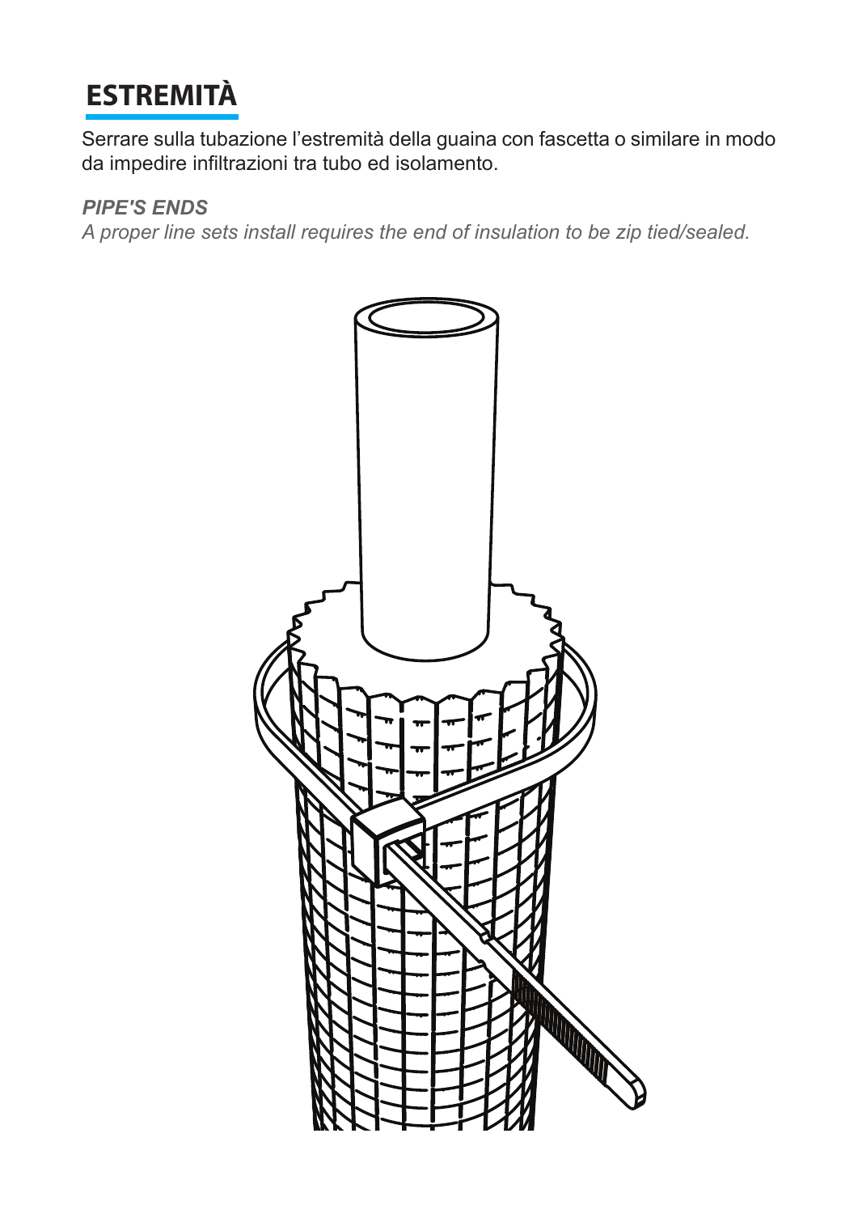# ESTREMITÀ

Serrare sulla tubazione l'estremità della guaina con fascetta o similare in modo da impedire infiltrazioni tra tubo ed isolamento.

***PIPE'S ENDS***

*A proper line sets install requires the end of insulation to be zip tied/sealed.*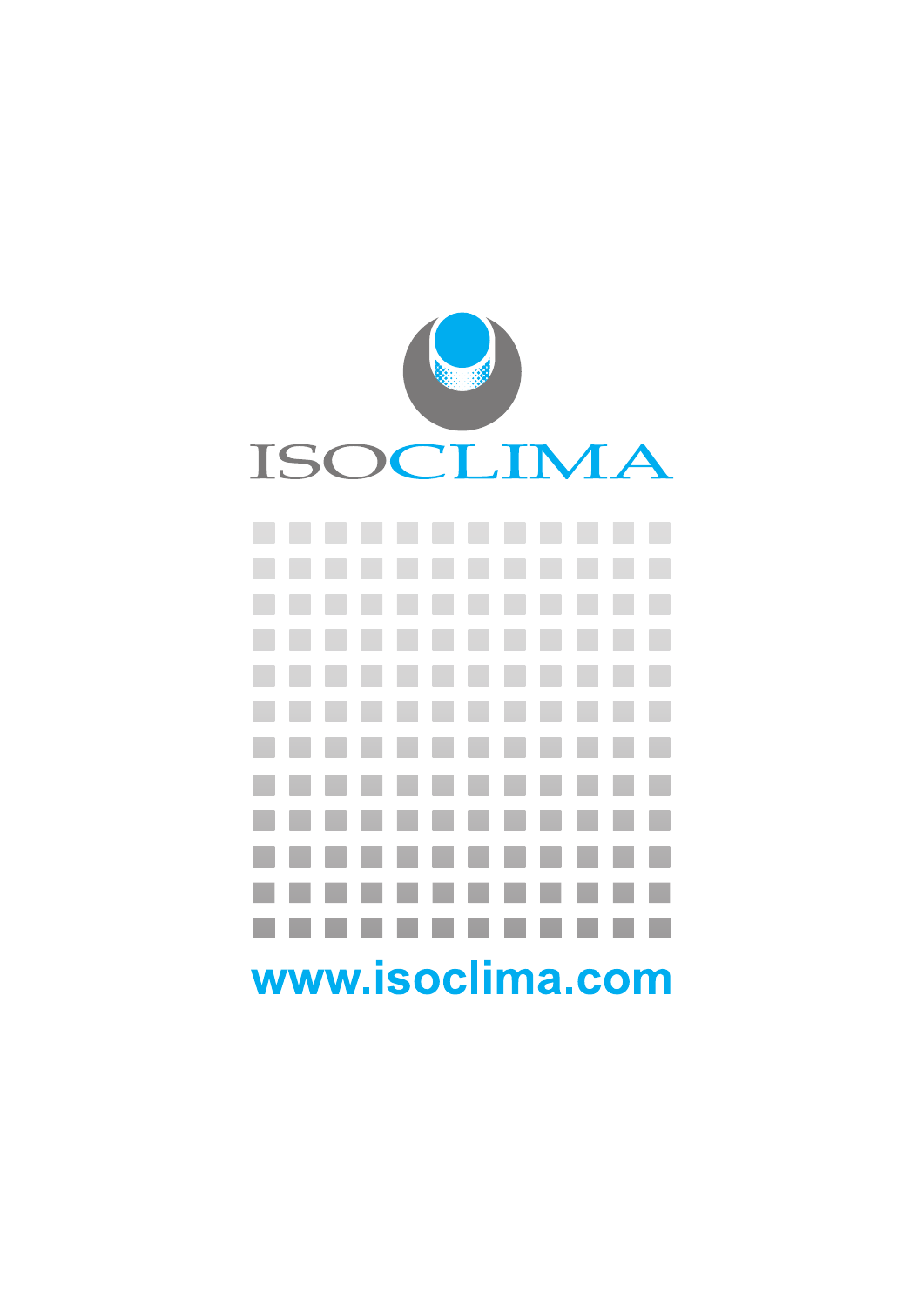ISOCLIMA

www.isoclima.com